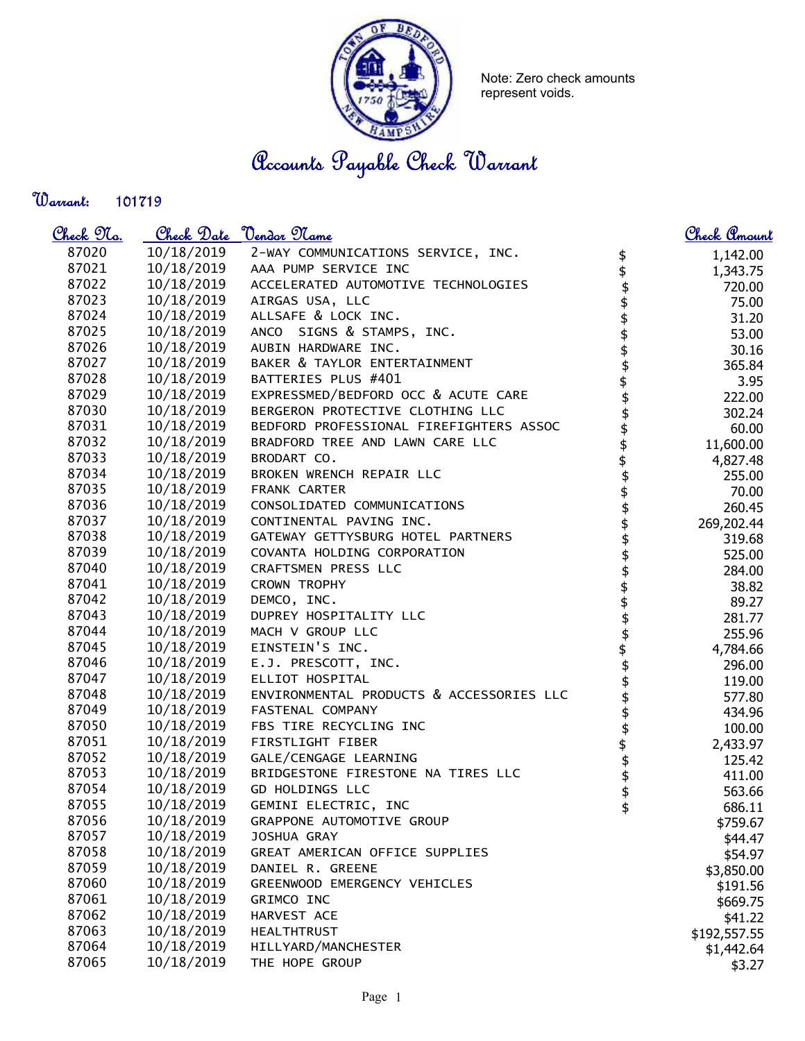Note: Zero check amounts represent voids.

# Accounts Payable Check Warrant

**Warrant:** 101719

| Check No. | Check Date | Vendor Name | Check Amount |
|---|---|---|---|
| 87020 | 10/18/2019 | 2-WAY COMMUNICATIONS SERVICE, INC. | $ 1,142.00 |
| 87021 | 10/18/2019 | AAA PUMP SERVICE INC | $ 1,343.75 |
| 87022 | 10/18/2019 | ACCELERATED AUTOMOTIVE TECHNOLOGIES | $ 720.00 |
| 87023 | 10/18/2019 | AIRGAS USA, LLC | $ 75.00 |
| 87024 | 10/18/2019 | ALLSAFE & LOCK INC. | $ 31.20 |
| 87025 | 10/18/2019 | ANCO SIGNS & STAMPS, INC. | $ 53.00 |
| 87026 | 10/18/2019 | AUBIN HARDWARE INC. | $ 30.16 |
| 87027 | 10/18/2019 | BAKER & TAYLOR ENTERTAINMENT | $ 365.84 |
| 87028 | 10/18/2019 | BATTERIES PLUS #401 | $ 3.95 |
| 87029 | 10/18/2019 | EXPRESSMED/BEDFORD OCC & ACUTE CARE | $ 222.00 |
| 87030 | 10/18/2019 | BERGERON PROTECTIVE CLOTHING LLC | $ 302.24 |
| 87031 | 10/18/2019 | BEDFORD PROFESSIONAL FIREFIGHTERS ASSOC | $ 60.00 |
| 87032 | 10/18/2019 | BRADFORD TREE AND LAWN CARE LLC | $ 11,600.00 |
| 87033 | 10/18/2019 | BRODART CO. | $ 4,827.48 |
| 87034 | 10/18/2019 | BROKEN WRENCH REPAIR LLC | $ 255.00 |
| 87035 | 10/18/2019 | FRANK CARTER | $ 70.00 |
| 87036 | 10/18/2019 | CONSOLIDATED COMMUNICATIONS | $ 260.45 |
| 87037 | 10/18/2019 | CONTINENTAL PAVING INC. | $ 269,202.44 |
| 87038 | 10/18/2019 | GATEWAY GETTYSBURG HOTEL PARTNERS | $ 319.68 |
| 87039 | 10/18/2019 | COVANTA HOLDING CORPORATION | $ 525.00 |
| 87040 | 10/18/2019 | CRAFTSMEN PRESS LLC | $ 284.00 |
| 87041 | 10/18/2019 | CROWN TROPHY | $ 38.82 |
| 87042 | 10/18/2019 | DEMCO, INC. | $ 89.27 |
| 87043 | 10/18/2019 | DUPREY HOSPITALITY LLC | $ 281.77 |
| 87044 | 10/18/2019 | MACH V GROUP LLC | $ 255.96 |
| 87045 | 10/18/2019 | EINSTEIN'S INC. | $ 4,784.66 |
| 87046 | 10/18/2019 | E.J. PRESCOTT, INC. | $ 296.00 |
| 87047 | 10/18/2019 | ELLIOT HOSPITAL | $ 119.00 |
| 87048 | 10/18/2019 | ENVIRONMENTAL PRODUCTS & ACCESSORIES LLC | $ 577.80 |
| 87049 | 10/18/2019 | FASTENAL COMPANY | $ 434.96 |
| 87050 | 10/18/2019 | FBS TIRE RECYCLING INC | $ 100.00 |
| 87051 | 10/18/2019 | FIRSTLIGHT FIBER | $ 2,433.97 |
| 87052 | 10/18/2019 | GALE/CENGAGE LEARNING | $ 125.42 |
| 87053 | 10/18/2019 | BRIDGESTONE FIRESTONE NA TIRES LLC | $ 411.00 |
| 87054 | 10/18/2019 | GD HOLDINGS LLC | $ 563.66 |
| 87055 | 10/18/2019 | GEMINI ELECTRIC, INC | $ 686.11 |
| 87056 | 10/18/2019 | GRAPPONE AUTOMOTIVE GROUP | $759.67 |
| 87057 | 10/18/2019 | JOSHUA GRAY | $44.47 |
| 87058 | 10/18/2019 | GREAT AMERICAN OFFICE SUPPLIES | $54.97 |
| 87059 | 10/18/2019 | DANIEL R. GREENE | $3,850.00 |
| 87060 | 10/18/2019 | GREENWOOD EMERGENCY VEHICLES | $191.56 |
| 87061 | 10/18/2019 | GRIMCO INC | $669.75 |
| 87062 | 10/18/2019 | HARVEST ACE | $41.22 |
| 87063 | 10/18/2019 | HEALTHTRUST | $192,557.55 |
| 87064 | 10/18/2019 | HILLYARD/MANCHESTER | $1,442.64 |
| 87065 | 10/18/2019 | THE HOPE GROUP | $3.27 |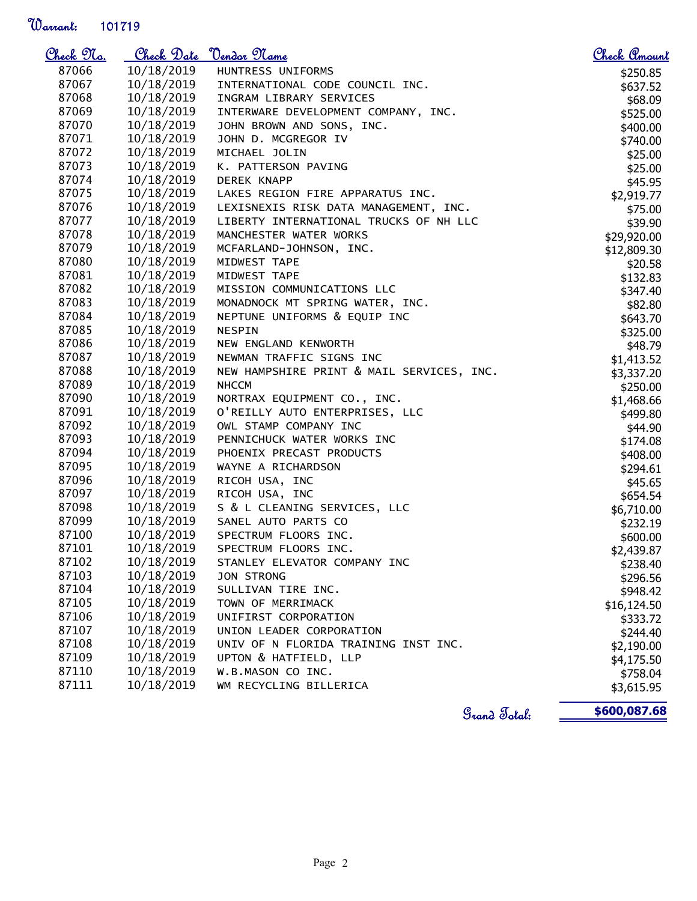**Warrant:** 101719

| Check No. | Check Date | Vendor Name | Check Amount |
|---|---|---|---|
| 87066 | 10/18/2019 | HUNTRESS UNIFORMS | $250.85 |
| 87067 | 10/18/2019 | INTERNATIONAL CODE COUNCIL INC. | $637.52 |
| 87068 | 10/18/2019 | INGRAM LIBRARY SERVICES | $68.09 |
| 87069 | 10/18/2019 | INTERWARE DEVELOPMENT COMPANY, INC. | $525.00 |
| 87070 | 10/18/2019 | JOHN BROWN AND SONS, INC. | $400.00 |
| 87071 | 10/18/2019 | JOHN D. MCGREGOR IV | $740.00 |
| 87072 | 10/18/2019 | MICHAEL JOLIN | $25.00 |
| 87073 | 10/18/2019 | K. PATTERSON PAVING | $25.00 |
| 87074 | 10/18/2019 | DEREK KNAPP | $45.95 |
| 87075 | 10/18/2019 | LAKES REGION FIRE APPARATUS INC. | $2,919.77 |
| 87076 | 10/18/2019 | LEXISNEXIS RISK DATA MANAGEMENT, INC. | $75.00 |
| 87077 | 10/18/2019 | LIBERTY INTERNATIONAL TRUCKS OF NH LLC | $39.90 |
| 87078 | 10/18/2019 | MANCHESTER WATER WORKS | $29,920.00 |
| 87079 | 10/18/2019 | MCFARLAND-JOHNSON, INC. | $12,809.30 |
| 87080 | 10/18/2019 | MIDWEST TAPE | $20.58 |
| 87081 | 10/18/2019 | MIDWEST TAPE | $132.83 |
| 87082 | 10/18/2019 | MISSION COMMUNICATIONS LLC | $347.40 |
| 87083 | 10/18/2019 | MONADNOCK MT SPRING WATER, INC. | $82.80 |
| 87084 | 10/18/2019 | NEPTUNE UNIFORMS & EQUIP INC | $643.70 |
| 87085 | 10/18/2019 | NESPIN | $325.00 |
| 87086 | 10/18/2019 | NEW ENGLAND KENWORTH | $48.79 |
| 87087 | 10/18/2019 | NEWMAN TRAFFIC SIGNS INC | $1,413.52 |
| 87088 | 10/18/2019 | NEW HAMPSHIRE PRINT & MAIL SERVICES, INC. | $3,337.20 |
| 87089 | 10/18/2019 | NHCCM | $250.00 |
| 87090 | 10/18/2019 | NORTRAX EQUIPMENT CO., INC. | $1,468.66 |
| 87091 | 10/18/2019 | O'REILLY AUTO ENTERPRISES, LLC | $499.80 |
| 87092 | 10/18/2019 | OWL STAMP COMPANY INC | $44.90 |
| 87093 | 10/18/2019 | PENNICHUCK WATER WORKS INC | $174.08 |
| 87094 | 10/18/2019 | PHOENIX PRECAST PRODUCTS | $408.00 |
| 87095 | 10/18/2019 | WAYNE A RICHARDSON | $294.61 |
| 87096 | 10/18/2019 | RICOH USA, INC | $45.65 |
| 87097 | 10/18/2019 | RICOH USA, INC | $654.54 |
| 87098 | 10/18/2019 | S & L CLEANING SERVICES, LLC | $6,710.00 |
| 87099 | 10/18/2019 | SANEL AUTO PARTS CO | $232.19 |
| 87100 | 10/18/2019 | SPECTRUM FLOORS INC. | $600.00 |
| 87101 | 10/18/2019 | SPECTRUM FLOORS INC. | $2,439.87 |
| 87102 | 10/18/2019 | STANLEY ELEVATOR COMPANY INC | $238.40 |
| 87103 | 10/18/2019 | JON STRONG | $296.56 |
| 87104 | 10/18/2019 | SULLIVAN TIRE INC. | $948.42 |
| 87105 | 10/18/2019 | TOWN OF MERRIMACK | $16,124.50 |
| 87106 | 10/18/2019 | UNIFIRST CORPORATION | $333.72 |
| 87107 | 10/18/2019 | UNION LEADER CORPORATION | $244.40 |
| 87108 | 10/18/2019 | UNIV OF N FLORIDA TRAINING INST INC. | $2,190.00 |
| 87109 | 10/18/2019 | UPTON & HATFIELD, LLP | $4,175.50 |
| 87110 | 10/18/2019 | W.B.MASON CO INC. | $758.04 |
| 87111 | 10/18/2019 | WM RECYCLING BILLERICA | $3,615.95 |
| | | **Grand Total:** | **$600,087.68** |